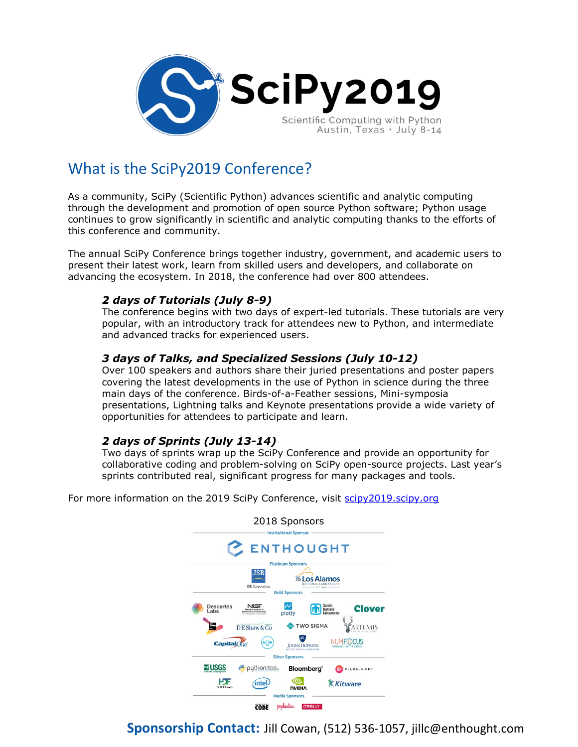# SciPy2019

Scientific Computing with Python
Austin, Texas • July 8-14

## What is the SciPy2019 Conference?

As a community, SciPy (Scientific Python) advances scientific and analytic computing through the development and promotion of open source Python software; Python usage continues to grow significantly in scientific and analytic computing thanks to the efforts of this conference and community.

The annual SciPy Conference brings together industry, government, and academic users to present their latest work, learn from skilled users and developers, and collaborate on advancing the ecosystem. In 2018, the conference had over 800 attendees.

### *2 days of Tutorials (July 8-9)*

The conference begins with two days of expert-led tutorials. These tutorials are very popular, with an introductory track for attendees new to Python, and intermediate and advanced tracks for experienced users.

### *3 days of Talks, and Specialized Sessions (July 10-12)*

Over 100 speakers and authors share their juried presentations and poster papers covering the latest developments in the use of Python in science during the three main days of the conference. Birds-of-a-Feather sessions, Mini-symposia presentations, Lightning talks and Keynote presentations provide a wide variety of opportunities for attendees to participate and learn.

### *2 days of Sprints (July 13-14)*

Two days of sprints wrap up the SciPy Conference and provide an opportunity for collaborative coding and problem-solving on SciPy open-source projects. Last year's sprints contributed real, significant progress for many packages and tools.

For more information on the 2019 SciPy Conference, visit [scipy2019.scipy.org](scipy2019.scipy.org)

2018 Sponsors

Institutional Sponsor

ENTHOUGHT

Platinum Sponsors

JSR Corporation, Los Alamos National Laboratory

Gold Sponsors

Descartes Labs, NIST, plotly, Sandia National Laboratories, Clover, DE Shaw & Co, Two Sigma, Artemis, Capital One, AQR, Johns Hopkins Applied Physics Laboratory, NumFOCUS

Silver Sponsors

USGS, python Software Foundation, Bloomberg, Pluralsight, HDF The HDF Group, intel, NVIDIA, Kitware

Media Sponsors

Code, pyladies, O'Reilly

**Sponsorship Contact:** Jill Cowan, (512) 536-1057, jillc@enthought.com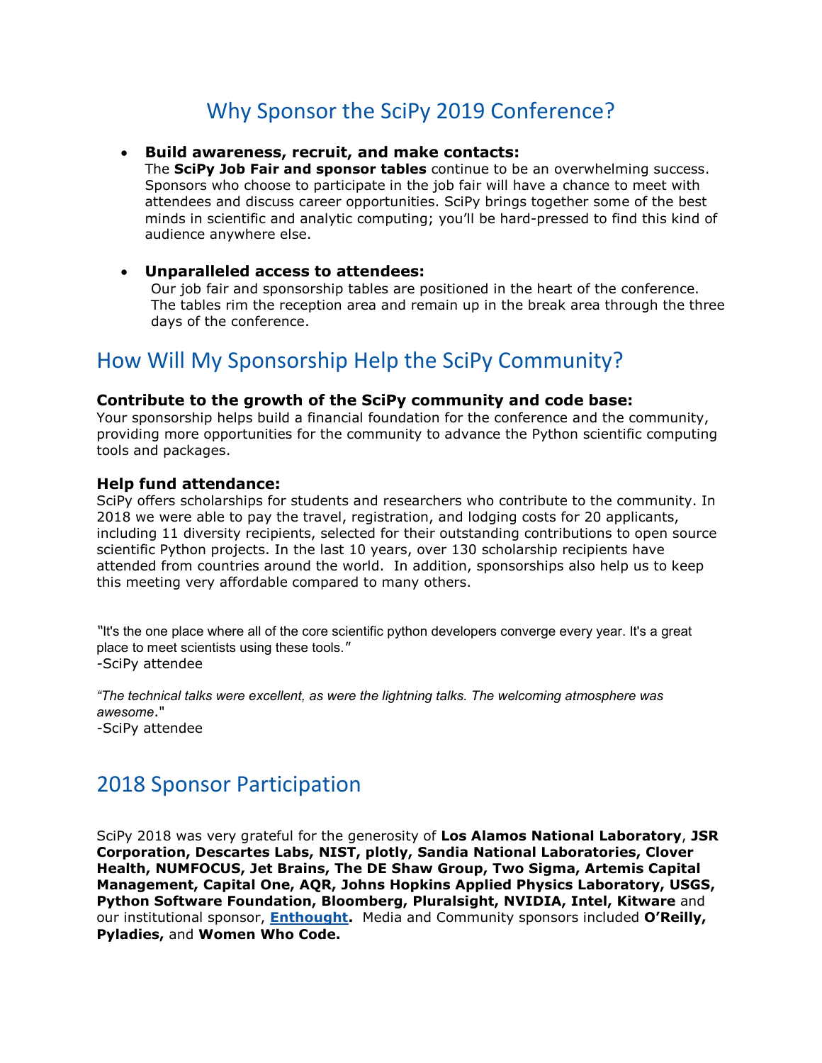# Why Sponsor the SciPy 2019 Conference?

- **Build awareness, recruit, and make contacts:**
  The **SciPy Job Fair and sponsor tables** continue to be an overwhelming success. Sponsors who choose to participate in the job fair will have a chance to meet with attendees and discuss career opportunities. SciPy brings together some of the best minds in scientific and analytic computing; you'll be hard-pressed to find this kind of audience anywhere else.

- **Unparalleled access to attendees:**
  Our job fair and sponsorship tables are positioned in the heart of the conference. The tables rim the reception area and remain up in the break area through the three days of the conference.

## How Will My Sponsorship Help the SciPy Community?

**Contribute to the growth of the SciPy community and code base:**
Your sponsorship helps build a financial foundation for the conference and the community, providing more opportunities for the community to advance the Python scientific computing tools and packages.

**Help fund attendance:**
SciPy offers scholarships for students and researchers who contribute to the community. In 2018 we were able to pay the travel, registration, and lodging costs for 20 applicants, including 11 diversity recipients, selected for their outstanding contributions to open source scientific Python projects. In the last 10 years, over 130 scholarship recipients have attended from countries around the world. In addition, sponsorships also help us to keep this meeting very affordable compared to many others.

"It's the one place where all of the core scientific python developers converge every year. It's a great place to meet scientists using these tools."
-SciPy attendee

*"The technical talks were excellent, as were the lightning talks. The welcoming atmosphere was awesome*."
-SciPy attendee

## 2018 Sponsor Participation

SciPy 2018 was very grateful for the generosity of **Los Alamos National Laboratory**, **JSR Corporation, Descartes Labs, NIST, plotly, Sandia National Laboratories, Clover Health, NUMFOCUS, Jet Brains, The DE Shaw Group, Two Sigma, Artemis Capital Management, Capital One, AQR, Johns Hopkins Applied Physics Laboratory, USGS, Python Software Foundation, Bloomberg, Pluralsight, NVIDIA, Intel, Kitware** and our institutional sponsor, **Enthought.** Media and Community sponsors included **O'Reilly, Pyladies,** and **Women Who Code.**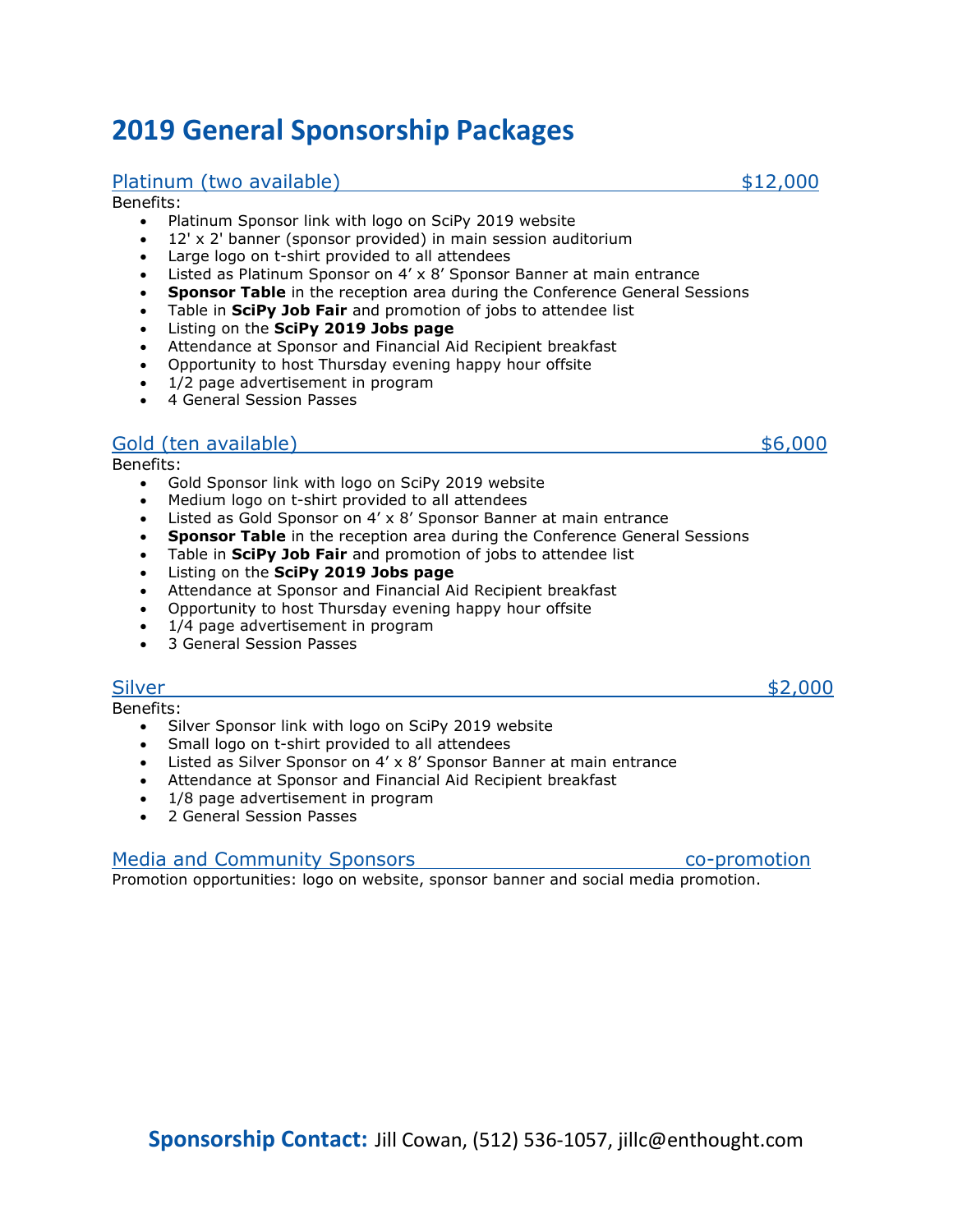# 2019 General Sponsorship Packages

## Platinum (two available) $12,000

Benefits:

- Platinum Sponsor link with logo on SciPy 2019 website
- 12' x 2' banner (sponsor provided) in main session auditorium
- Large logo on t-shirt provided to all attendees
- Listed as Platinum Sponsor on 4' x 8' Sponsor Banner at main entrance
- **Sponsor Table** in the reception area during the Conference General Sessions
- Table in **SciPy Job Fair** and promotion of jobs to attendee list
- Listing on the **SciPy 2019 Jobs page**
- Attendance at Sponsor and Financial Aid Recipient breakfast
- Opportunity to host Thursday evening happy hour offsite
- 1/2 page advertisement in program
- 4 General Session Passes

## Gold (ten available) $6,000

Benefits:

- Gold Sponsor link with logo on SciPy 2019 website
- Medium logo on t-shirt provided to all attendees
- Listed as Gold Sponsor on 4' x 8' Sponsor Banner at main entrance
- **Sponsor Table** in the reception area during the Conference General Sessions
- Table in **SciPy Job Fair** and promotion of jobs to attendee list
- Listing on the **SciPy 2019 Jobs page**
- Attendance at Sponsor and Financial Aid Recipient breakfast
- Opportunity to host Thursday evening happy hour offsite
- 1/4 page advertisement in program
- 3 General Session Passes

## Silver $2,000

Benefits:

- Silver Sponsor link with logo on SciPy 2019 website
- Small logo on t-shirt provided to all attendees
- Listed as Silver Sponsor on 4' x 8' Sponsor Banner at main entrance
- Attendance at Sponsor and Financial Aid Recipient breakfast
- 1/8 page advertisement in program
- 2 General Session Passes

## Media and Community Sponsors co-promotion

Promotion opportunities: logo on website, sponsor banner and social media promotion.

**Sponsorship Contact:** Jill Cowan, (512) 536-1057, jillc@enthought.com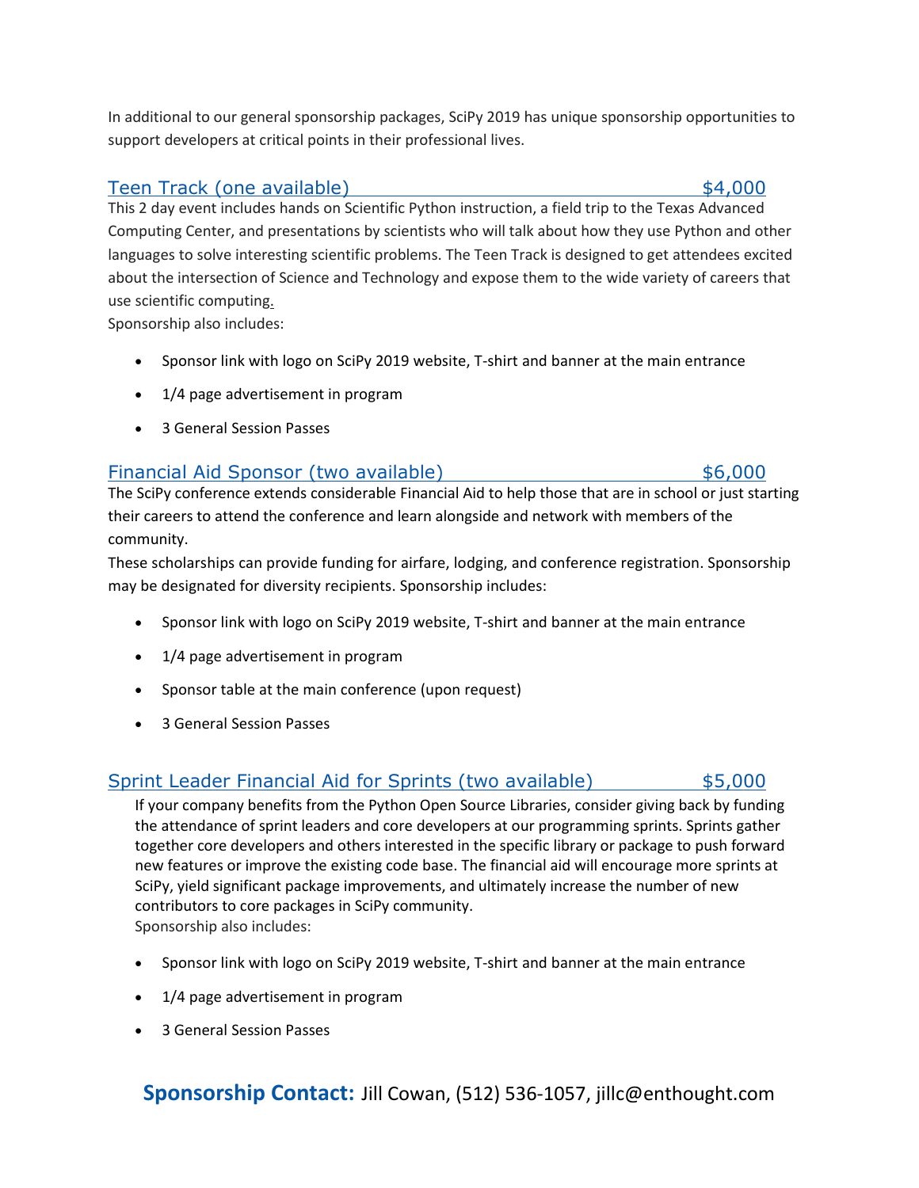In additional to our general sponsorship packages, SciPy 2019 has unique sponsorship opportunities to support developers at critical points in their professional lives.

## Teen Track (one available) $4,000

This 2 day event includes hands on Scientific Python instruction, a field trip to the Texas Advanced Computing Center, and presentations by scientists who will talk about how they use Python and other languages to solve interesting scientific problems. The Teen Track is designed to get attendees excited about the intersection of Science and Technology and expose them to the wide variety of careers that use scientific computing.

Sponsorship also includes:

- Sponsor link with logo on SciPy 2019 website, T-shirt and banner at the main entrance
- 1/4 page advertisement in program
- 3 General Session Passes

## Financial Aid Sponsor (two available) $6,000

The SciPy conference extends considerable Financial Aid to help those that are in school or just starting their careers to attend the conference and learn alongside and network with members of the community.

These scholarships can provide funding for airfare, lodging, and conference registration. Sponsorship may be designated for diversity recipients. Sponsorship includes:

- Sponsor link with logo on SciPy 2019 website, T-shirt and banner at the main entrance
- 1/4 page advertisement in program
- Sponsor table at the main conference (upon request)
- 3 General Session Passes

## Sprint Leader Financial Aid for Sprints (two available) $5,000

If your company benefits from the Python Open Source Libraries, consider giving back by funding the attendance of sprint leaders and core developers at our programming sprints. Sprints gather together core developers and others interested in the specific library or package to push forward new features or improve the existing code base. The financial aid will encourage more sprints at SciPy, yield significant package improvements, and ultimately increase the number of new contributors to core packages in SciPy community.

Sponsorship also includes:

- Sponsor link with logo on SciPy 2019 website, T-shirt and banner at the main entrance
- 1/4 page advertisement in program
- 3 General Session Passes

**Sponsorship Contact:** Jill Cowan, (512) 536-1057, jillc@enthought.com